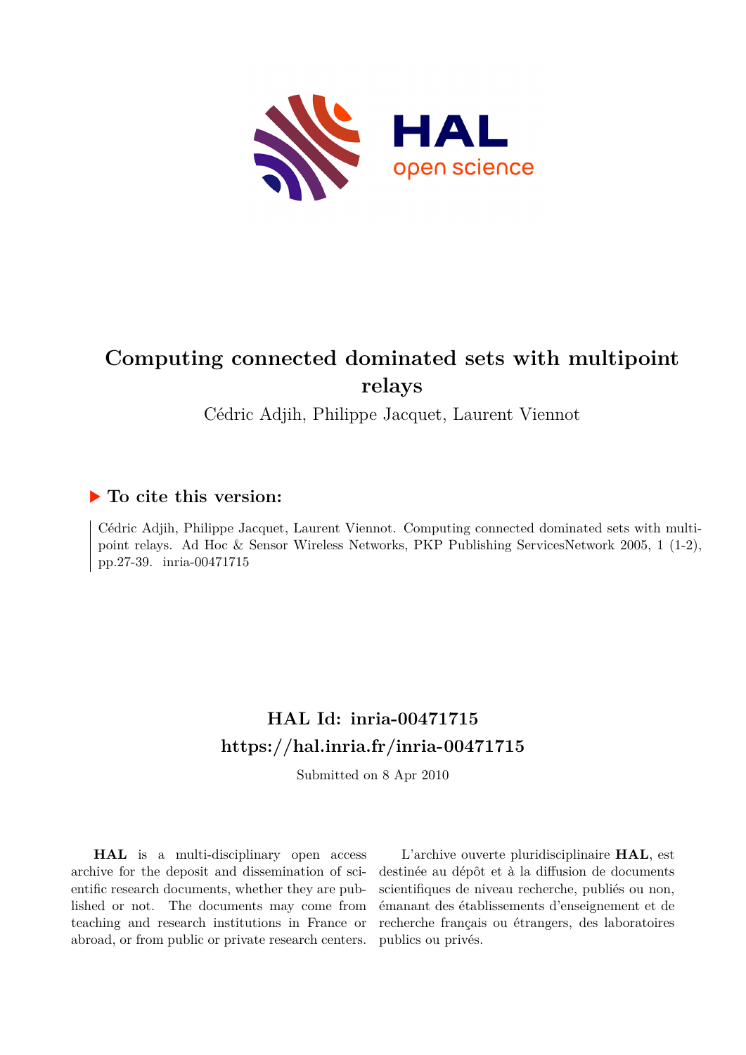# Computing connected dominated sets with multipoint relays

Cédric Adjih, Philippe Jacquet, Laurent Viennot

## ▶ To cite this version:

Cédric Adjih, Philippe Jacquet, Laurent Viennot. Computing connected dominated sets with multipoint relays. Ad Hoc & Sensor Wireless Networks, PKP Publishing ServicesNetwork 2005, 1 (1-2), pp.27-39. inria-00471715

## HAL Id: inria-00471715

## https://hal.inria.fr/inria-00471715

Submitted on 8 Apr 2010

**HAL** is a multi-disciplinary open access archive for the deposit and dissemination of scientific research documents, whether they are published or not. The documents may come from teaching and research institutions in France or abroad, or from public or private research centers.

L'archive ouverte pluridisciplinaire **HAL**, est destinée au dépôt et à la diffusion de documents scientifiques de niveau recherche, publiés ou non, émanant des établissements d'enseignement et de recherche français ou étrangers, des laboratoires publics ou privés.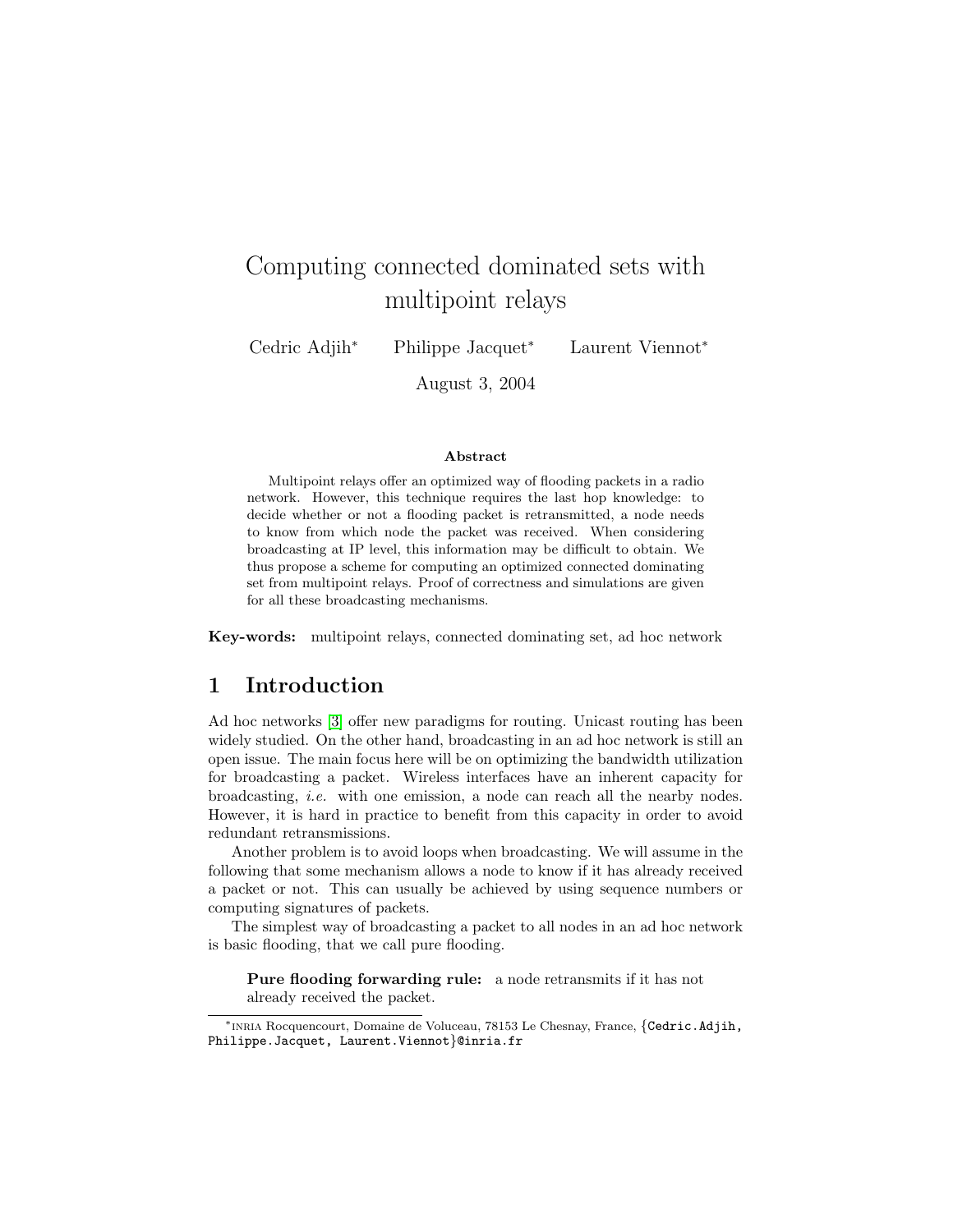# Computing connected dominated sets with multipoint relays

Cedric Adjih* Philippe Jacquet* Laurent Viennot*

August 3, 2004

### Abstract

Multipoint relays offer an optimized way of flooding packets in a radio network. However, this technique requires the last hop knowledge: to decide whether or not a flooding packet is retransmitted, a node needs to know from which node the packet was received. When considering broadcasting at IP level, this information may be difficult to obtain. We thus propose a scheme for computing an optimized connected dominating set from multipoint relays. Proof of correctness and simulations are given for all these broadcasting mechanisms.

**Key-words:** multipoint relays, connected dominating set, ad hoc network

## 1 Introduction

Ad hoc networks [3] offer new paradigms for routing. Unicast routing has been widely studied. On the other hand, broadcasting in an ad hoc network is still an open issue. The main focus here will be on optimizing the bandwidth utilization for broadcasting a packet. Wireless interfaces have an inherent capacity for broadcasting, *i.e.* with one emission, a node can reach all the nearby nodes. However, it is hard in practice to benefit from this capacity in order to avoid redundant retransmissions.

Another problem is to avoid loops when broadcasting. We will assume in the following that some mechanism allows a node to know if it has already received a packet or not. This can usually be achieved by using sequence numbers or computing signatures of packets.

The simplest way of broadcasting a packet to all nodes in an ad hoc network is basic flooding, that we call pure flooding.

> **Pure flooding forwarding rule:** a node retransmits if it has not already received the packet.

*INRIA Rocquencourt, Domaine de Voluceau, 78153 Le Chesnay, France, {Cedric.Adjih, Philippe.Jacquet, Laurent.Viennot}@inria.fr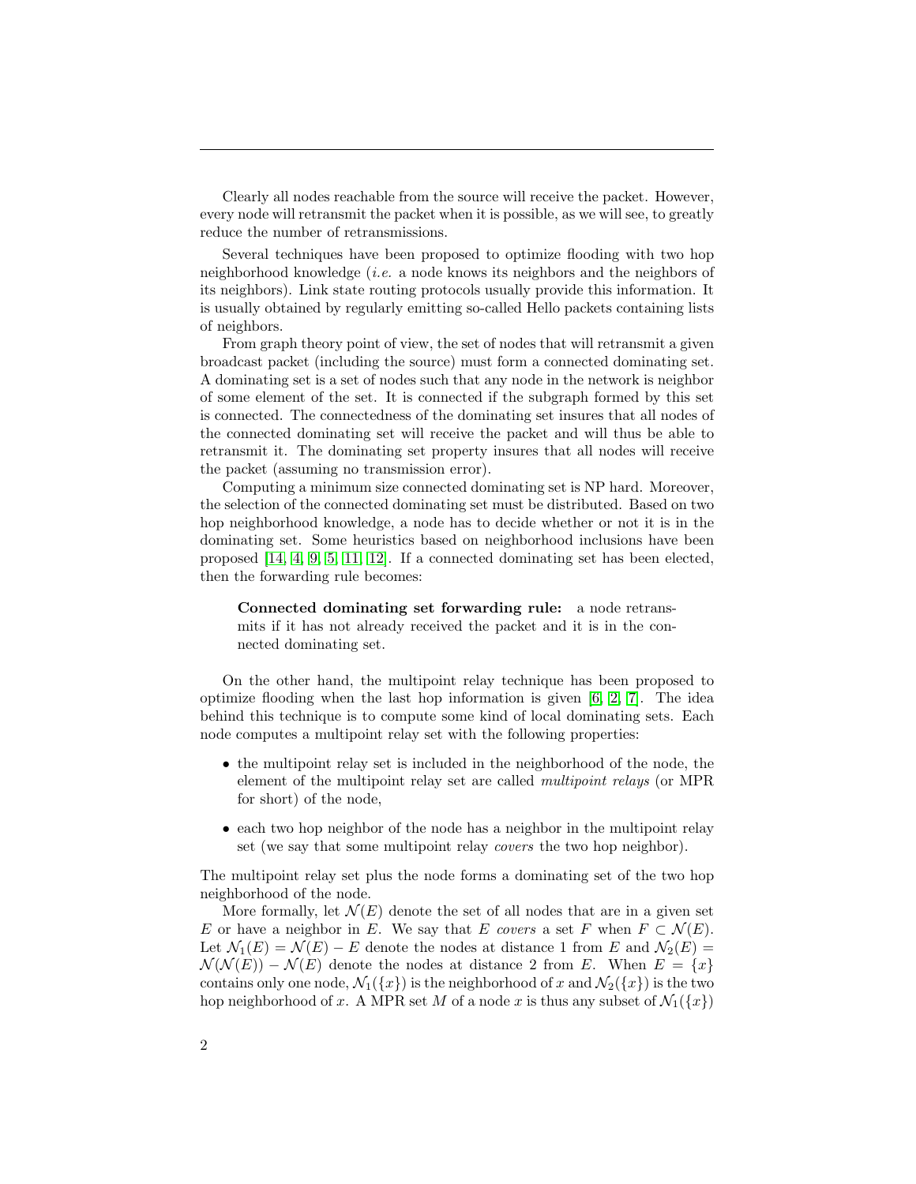Clearly all nodes reachable from the source will receive the packet. However, every node will retransmit the packet when it is possible, as we will see, to greatly reduce the number of retransmissions.

Several techniques have been proposed to optimize flooding with two hop neighborhood knowledge (*i.e.* a node knows its neighbors and the neighbors of its neighbors). Link state routing protocols usually provide this information. It is usually obtained by regularly emitting so-called Hello packets containing lists of neighbors.

From graph theory point of view, the set of nodes that will retransmit a given broadcast packet (including the source) must form a connected dominating set. A dominating set is a set of nodes such that any node in the network is neighbor of some element of the set. It is connected if the subgraph formed by this set is connected. The connectedness of the dominating set insures that all nodes of the connected dominating set will receive the packet and will thus be able to retransmit it. The dominating set property insures that all nodes will receive the packet (assuming no transmission error).

Computing a minimum size connected dominating set is NP hard. Moreover, the selection of the connected dominating set must be distributed. Based on two hop neighborhood knowledge, a node has to decide whether or not it is in the dominating set. Some heuristics based on neighborhood inclusions have been proposed [14, 4, 9, 5, 11, 12]. If a connected dominating set has been elected, then the forwarding rule becomes:

> **Connected dominating set forwarding rule:** a node retransmits if it has not already received the packet and it is in the connected dominating set.

On the other hand, the multipoint relay technique has been proposed to optimize flooding when the last hop information is given [6, 2, 7]. The idea behind this technique is to compute some kind of local dominating sets. Each node computes a multipoint relay set with the following properties:

- the multipoint relay set is included in the neighborhood of the node, the element of the multipoint relay set are called *multipoint relays* (or MPR for short) of the node,
- each two hop neighbor of the node has a neighbor in the multipoint relay set (we say that some multipoint relay *covers* the two hop neighbor).

The multipoint relay set plus the node forms a dominating set of the two hop neighborhood of the node.

More formally, let $\mathcal{N}(E)$ denote the set of all nodes that are in a given set $E$ or have a neighbor in $E$. We say that $E$ *covers* a set $F$ when $F \subset \mathcal{N}(E)$. Let $\mathcal{N}_1(E) = \mathcal{N}(E) - E$ denote the nodes at distance 1 from $E$ and $\mathcal{N}_2(E) = \mathcal{N}(\mathcal{N}(E)) - \mathcal{N}(E)$ denote the nodes at distance 2 from $E$. When $E = \{x\}$ contains only one node, $\mathcal{N}_1(\{x\})$ is the neighborhood of $x$ and $\mathcal{N}_2(\{x\})$ is the two hop neighborhood of $x$. A MPR set $M$ of a node $x$ is thus any subset of $\mathcal{N}_1(\{x\})$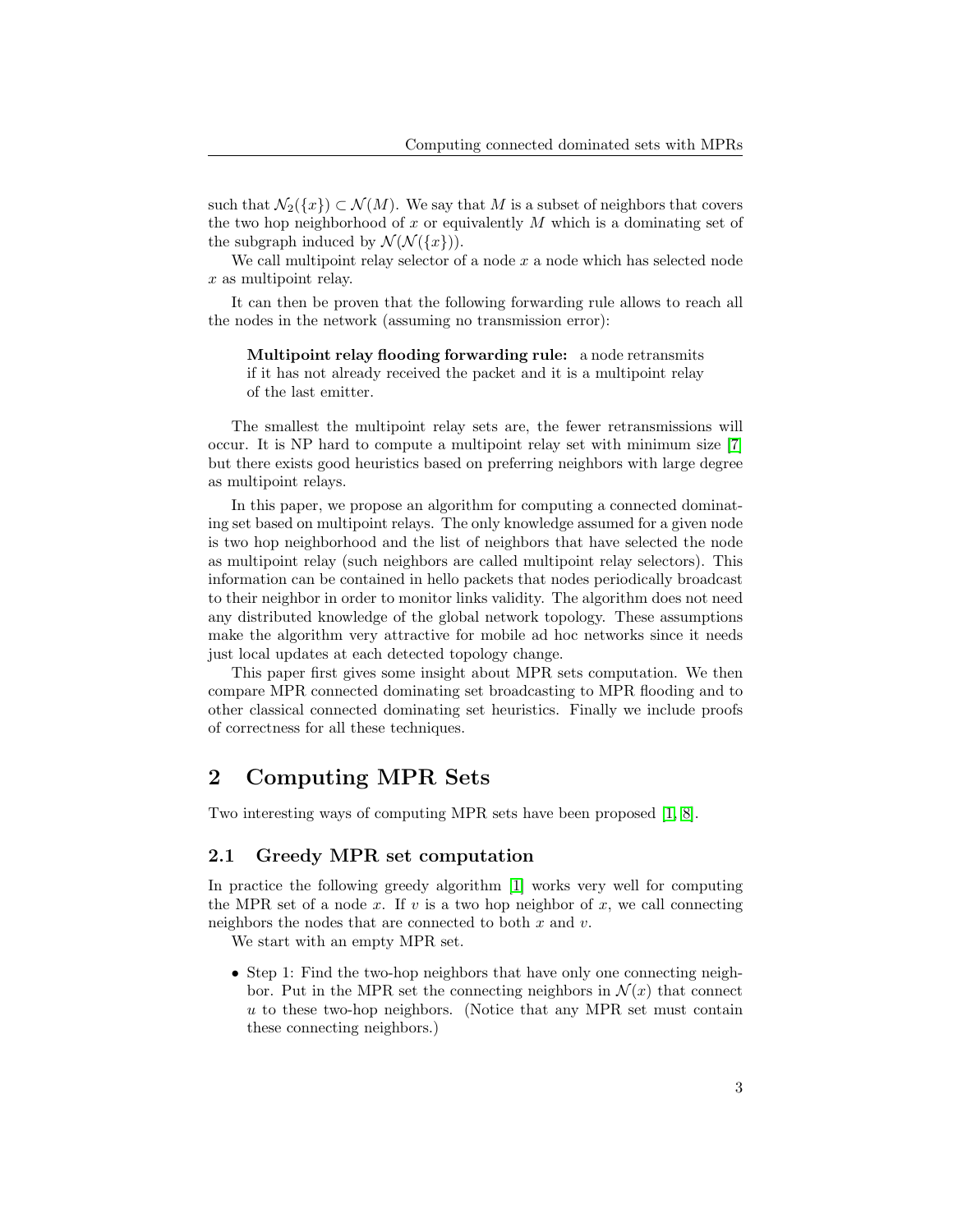such that $\mathcal{N}_2(\{x\}) \subset \mathcal{N}(M)$. We say that $M$ is a subset of neighbors that covers the two hop neighborhood of $x$ or equivalently $M$ which is a dominating set of the subgraph induced by $\mathcal{N}(\mathcal{N}(\{x\}))$.

We call multipoint relay selector of a node $x$ a node which has selected node $x$ as multipoint relay.

It can then be proven that the following forwarding rule allows to reach all the nodes in the network (assuming no transmission error):

> **Multipoint relay flooding forwarding rule:** a node retransmits if it has not already received the packet and it is a multipoint relay of the last emitter.

The smallest the multipoint relay sets are, the fewer retransmissions will occur. It is NP hard to compute a multipoint relay set with minimum size [7] but there exists good heuristics based on preferring neighbors with large degree as multipoint relays.

In this paper, we propose an algorithm for computing a connected dominating set based on multipoint relays. The only knowledge assumed for a given node is two hop neighborhood and the list of neighbors that have selected the node as multipoint relay (such neighbors are called multipoint relay selectors). This information can be contained in hello packets that nodes periodically broadcast to their neighbor in order to monitor links validity. The algorithm does not need any distributed knowledge of the global network topology. These assumptions make the algorithm very attractive for mobile ad hoc networks since it needs just local updates at each detected topology change.

This paper first gives some insight about MPR sets computation. We then compare MPR connected dominating set broadcasting to MPR flooding and to other classical connected dominating set heuristics. Finally we include proofs of correctness for all these techniques.

# 2 Computing MPR Sets

Two interesting ways of computing MPR sets have been proposed [1, 8].

## 2.1 Greedy MPR set computation

In practice the following greedy algorithm [1] works very well for computing the MPR set of a node $x$. If $v$ is a two hop neighbor of $x$, we call connecting neighbors the nodes that are connected to both $x$ and $v$.

We start with an empty MPR set.

- Step 1: Find the two-hop neighbors that have only one connecting neighbor. Put in the MPR set the connecting neighbors in $\mathcal{N}(x)$ that connect $u$ to these two-hop neighbors. (Notice that any MPR set must contain these connecting neighbors.)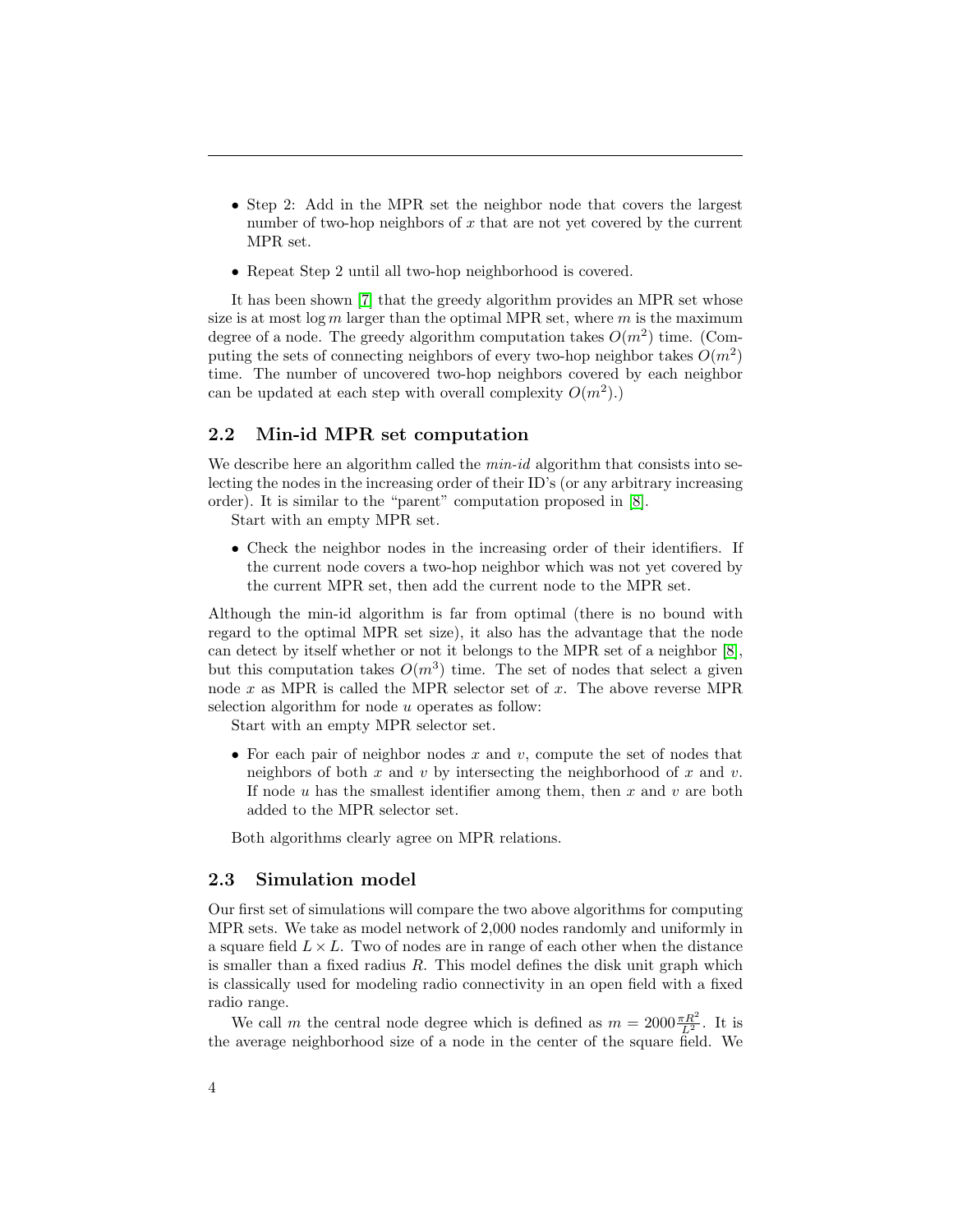- Step 2: Add in the MPR set the neighbor node that covers the largest number of two-hop neighbors of $x$ that are not yet covered by the current MPR set.
- Repeat Step 2 until all two-hop neighborhood is covered.

It has been shown [7] that the greedy algorithm provides an MPR set whose size is at most $\log m$ larger than the optimal MPR set, where $m$ is the maximum degree of a node. The greedy algorithm computation takes $O(m^2)$ time. (Computing the sets of connecting neighbors of every two-hop neighbor takes $O(m^2)$ time. The number of uncovered two-hop neighbors covered by each neighbor can be updated at each step with overall complexity $O(m^2)$.)

## 2.2 Min-id MPR set computation

We describe here an algorithm called the *min-id* algorithm that consists into selecting the nodes in the increasing order of their ID's (or any arbitrary increasing order). It is similar to the "parent" computation proposed in [8].

Start with an empty MPR set.

- Check the neighbor nodes in the increasing order of their identifiers. If the current node covers a two-hop neighbor which was not yet covered by the current MPR set, then add the current node to the MPR set.

Although the min-id algorithm is far from optimal (there is no bound with regard to the optimal MPR set size), it also has the advantage that the node can detect by itself whether or not it belongs to the MPR set of a neighbor [8], but this computation takes $O(m^3)$ time. The set of nodes that select a given node $x$ as MPR is called the MPR selector set of $x$. The above reverse MPR selection algorithm for node $u$ operates as follow:

Start with an empty MPR selector set.

- For each pair of neighbor nodes $x$ and $v$, compute the set of nodes that neighbors of both $x$ and $v$ by intersecting the neighborhood of $x$ and $v$. If node $u$ has the smallest identifier among them, then $x$ and $v$ are both added to the MPR selector set.

Both algorithms clearly agree on MPR relations.

## 2.3 Simulation model

Our first set of simulations will compare the two above algorithms for computing MPR sets. We take as model network of 2,000 nodes randomly and uniformly in a square field $L \times L$. Two of nodes are in range of each other when the distance is smaller than a fixed radius $R$. This model defines the disk unit graph which is classically used for modeling radio connectivity in an open field with a fixed radio range.

We call $m$ the central node degree which is defined as $m = 2000\frac{\pi R^2}{L^2}$. It is the average neighborhood size of a node in the center of the square field. We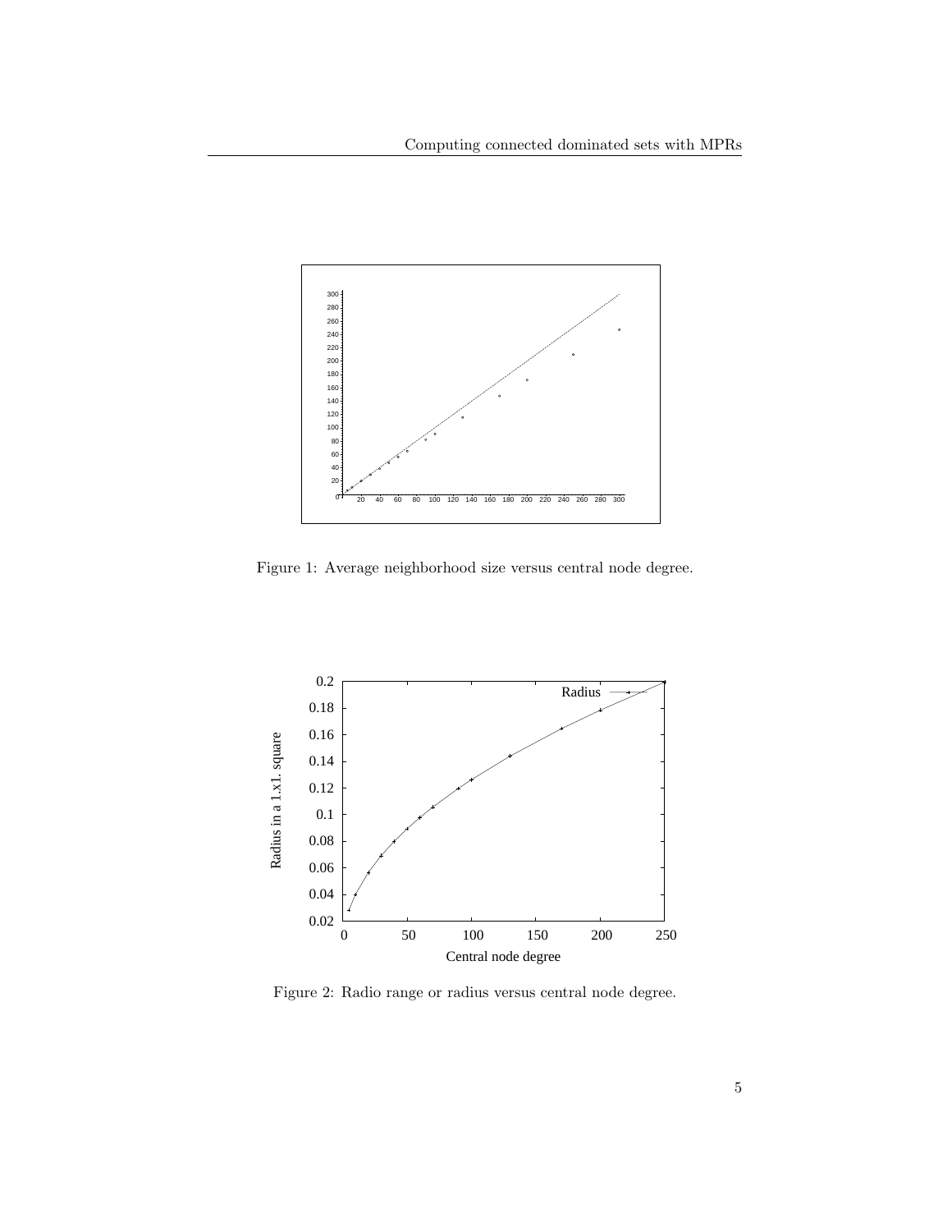Figure 1: Average neighborhood size versus central node degree.

Figure 2: Radio range or radius versus central node degree.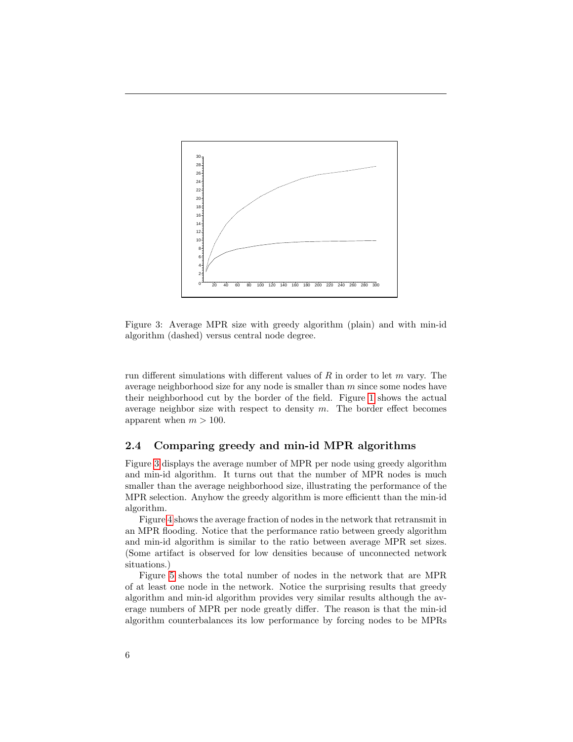Figure 3: Average MPR size with greedy algorithm (plain) and with min-id algorithm (dashed) versus central node degree.

run different simulations with different values of $R$ in order to let $m$ vary. The average neighborhood size for any node is smaller than $m$ since some nodes have their neighborhood cut by the border of the field. Figure 1 shows the actual average neighbor size with respect to density $m$. The border effect becomes apparent when $m > 100$.

### 2.4 Comparing greedy and min-id MPR algorithms

Figure 3 displays the average number of MPR per node using greedy algorithm and min-id algorithm. It turns out that the number of MPR nodes is much smaller than the average neighborhood size, illustrating the performance of the MPR selection. Anyhow the greedy algorithm is more efficientt than the min-id algorithm.

Figure 4 shows the average fraction of nodes in the network that retransmit in an MPR flooding. Notice that the performance ratio between greedy algorithm and min-id algorithm is similar to the ratio between average MPR set sizes. (Some artifact is observed for low densities because of unconnected network situations.)

Figure 5 shows the total number of nodes in the network that are MPR of at least one node in the network. Notice the surprising results that greedy algorithm and min-id algorithm provides very similar results although the average numbers of MPR per node greatly differ. The reason is that the min-id algorithm counterbalances its low performance by forcing nodes to be MPRs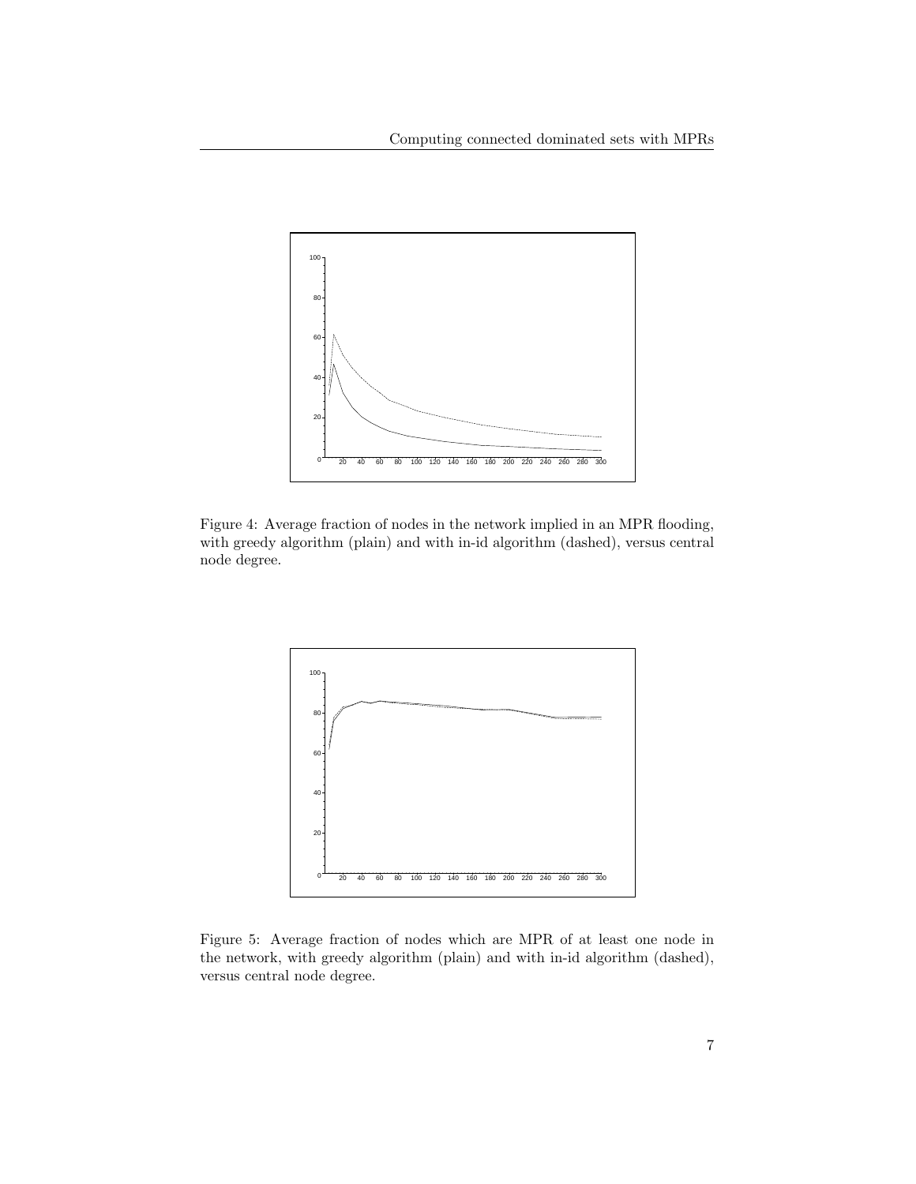Figure 4: Average fraction of nodes in the network implied in an MPR flooding, with greedy algorithm (plain) and with in-id algorithm (dashed), versus central node degree.

Figure 5: Average fraction of nodes which are MPR of at least one node in the network, with greedy algorithm (plain) and with in-id algorithm (dashed), versus central node degree.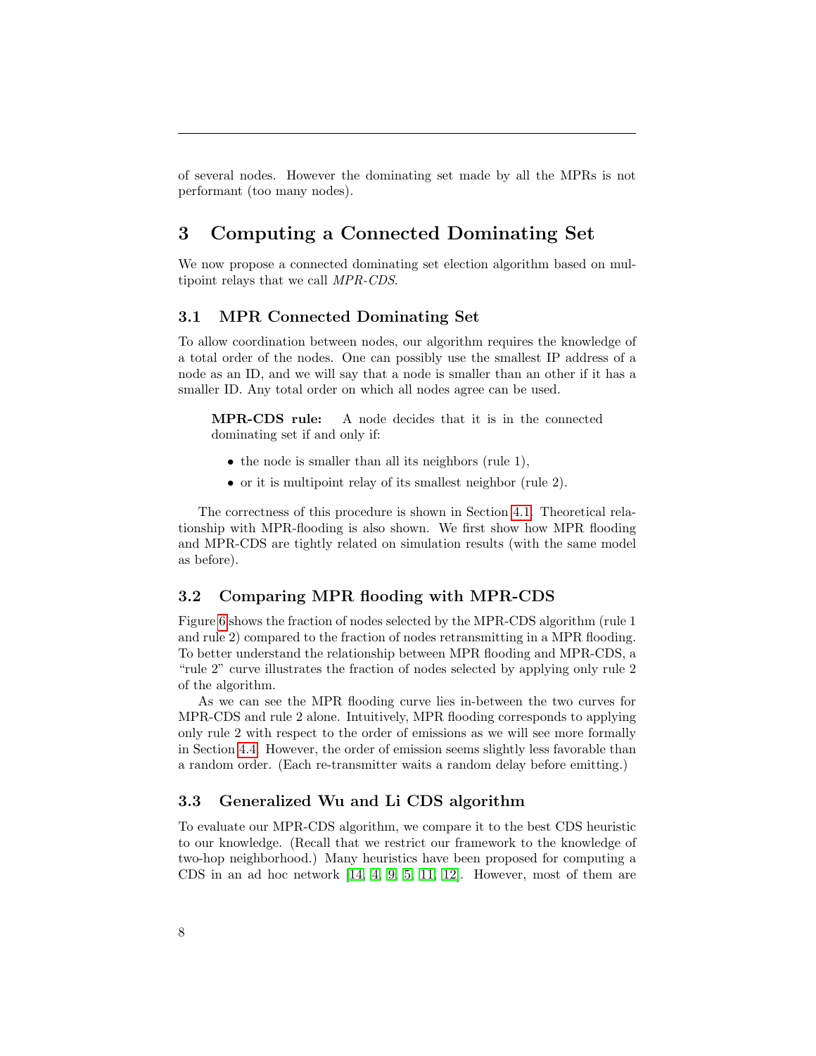of several nodes. However the dominating set made by all the MPRs is not performant (too many nodes).

# 3 Computing a Connected Dominating Set

We now propose a connected dominating set election algorithm based on multipoint relays that we call *MPR-CDS*.

## 3.1 MPR Connected Dominating Set

To allow coordination between nodes, our algorithm requires the knowledge of a total order of the nodes. One can possibly use the smallest IP address of a node as an ID, and we will say that a node is smaller than an other if it has a smaller ID. Any total order on which all nodes agree can be used.

> **MPR-CDS rule:** A node decides that it is in the connected dominating set if and only if:
>
> - the node is smaller than all its neighbors (rule 1),
> - or it is multipoint relay of its smallest neighbor (rule 2).

The correctness of this procedure is shown in Section 4.1. Theoretical relationship with MPR-flooding is also shown. We first show how MPR flooding and MPR-CDS are tightly related on simulation results (with the same model as before).

## 3.2 Comparing MPR flooding with MPR-CDS

Figure 6 shows the fraction of nodes selected by the MPR-CDS algorithm (rule 1 and rule 2) compared to the fraction of nodes retransmitting in a MPR flooding. To better understand the relationship between MPR flooding and MPR-CDS, a "rule 2" curve illustrates the fraction of nodes selected by applying only rule 2 of the algorithm.

As we can see the MPR flooding curve lies in-between the two curves for MPR-CDS and rule 2 alone. Intuitively, MPR flooding corresponds to applying only rule 2 with respect to the order of emissions as we will see more formally in Section 4.4. However, the order of emission seems slightly less favorable than a random order. (Each re-transmitter waits a random delay before emitting.)

## 3.3 Generalized Wu and Li CDS algorithm

To evaluate our MPR-CDS algorithm, we compare it to the best CDS heuristic to our knowledge. (Recall that we restrict our framework to the knowledge of two-hop neighborhood.) Many heuristics have been proposed for computing a CDS in an ad hoc network [14, 4, 9, 5, 11, 12]. However, most of them are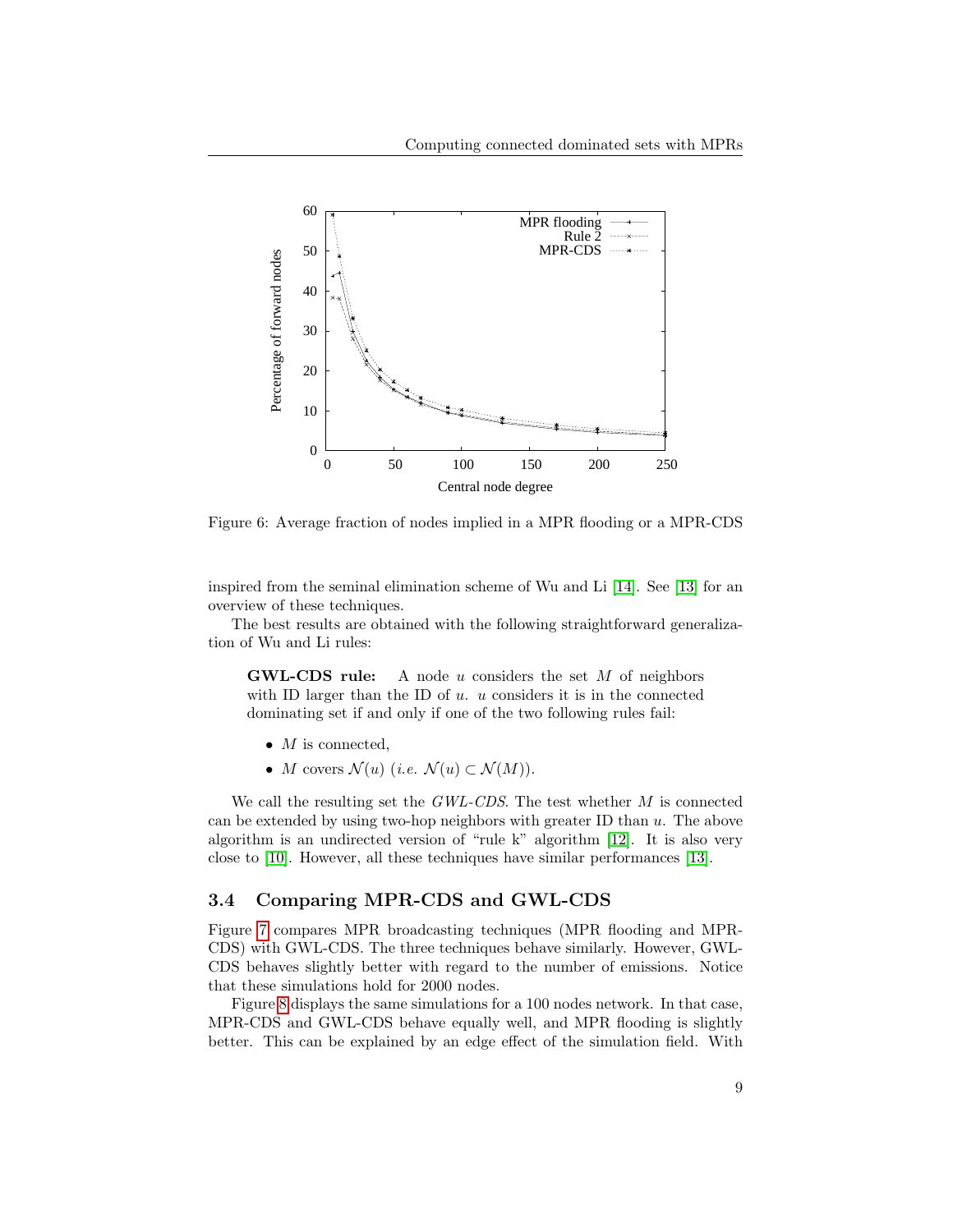Figure 6: Average fraction of nodes implied in a MPR flooding or a MPR-CDS

inspired from the seminal elimination scheme of Wu and Li [14]. See [13] for an overview of these techniques.

The best results are obtained with the following straightforward generalization of Wu and Li rules:

> **GWL-CDS rule:** A node $u$ considers the set $M$ of neighbors with ID larger than the ID of $u$. $u$ considers it is in the connected dominating set if and only if one of the two following rules fail:
>
> - $M$ is connected,
> - $M$ covers $\mathcal{N}(u)$ (*i.e.* $\mathcal{N}(u) \subset \mathcal{N}(M)$).

We call the resulting set the *GWL-CDS*. The test whether $M$ is connected can be extended by using two-hop neighbors with greater ID than $u$. The above algorithm is an undirected version of "rule k" algorithm [12]. It is also very close to [10]. However, all these techniques have similar performances [13].

### 3.4 Comparing MPR-CDS and GWL-CDS

Figure 7 compares MPR broadcasting techniques (MPR flooding and MPR-CDS) with GWL-CDS. The three techniques behave similarly. However, GWL-CDS behaves slightly better with regard to the number of emissions. Notice that these simulations hold for 2000 nodes.

Figure 8 displays the same simulations for a 100 nodes network. In that case, MPR-CDS and GWL-CDS behave equally well, and MPR flooding is slightly better. This can be explained by an edge effect of the simulation field. With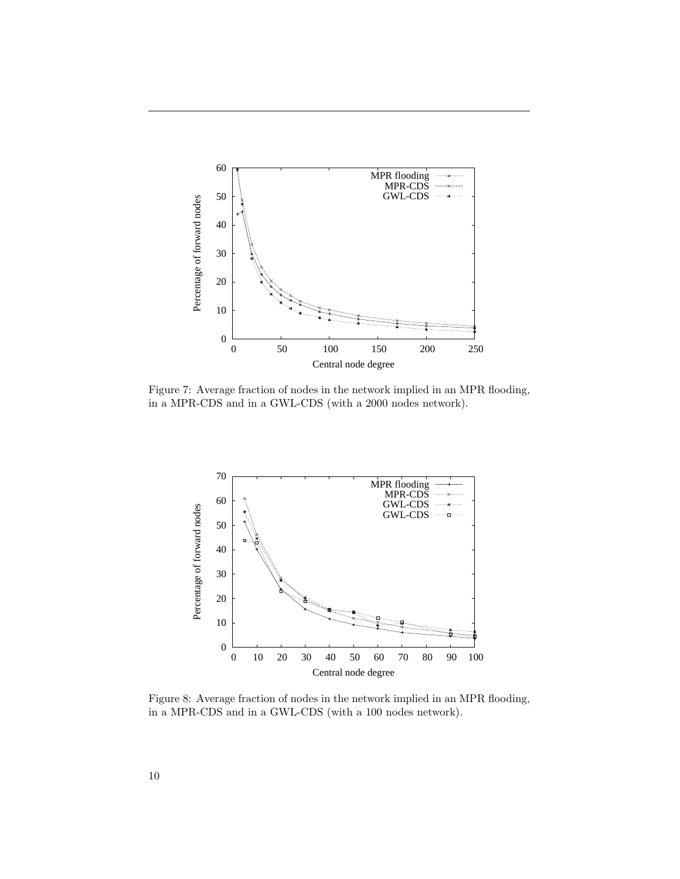Figure 7: Average fraction of nodes in the network implied in an MPR flooding, in a MPR-CDS and in a GWL-CDS (with a 2000 nodes network).

Figure 8: Average fraction of nodes in the network implied in an MPR flooding, in a MPR-CDS and in a GWL-CDS (with a 100 nodes network).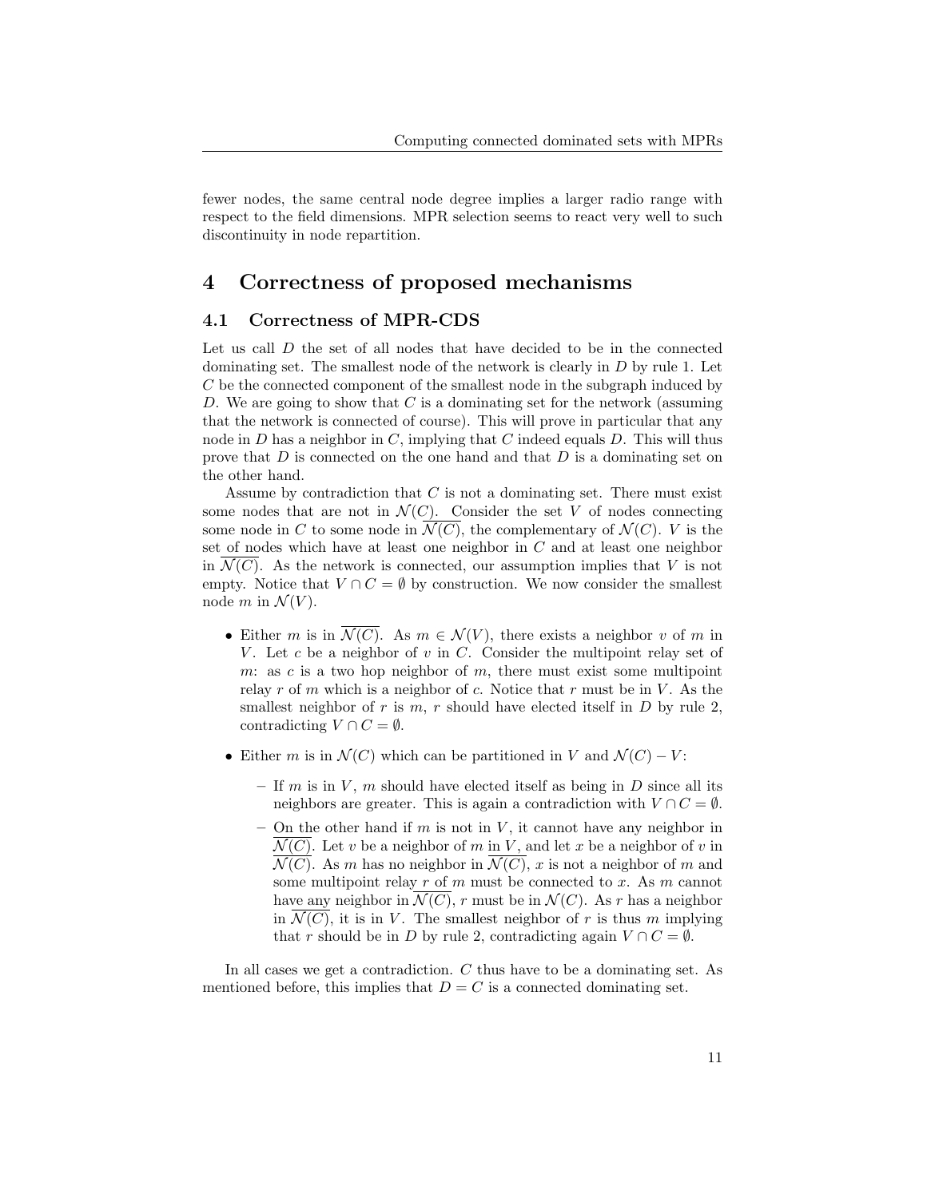fewer nodes, the same central node degree implies a larger radio range with respect to the field dimensions. MPR selection seems to react very well to such discontinuity in node repartition.

# 4 Correctness of proposed mechanisms

## 4.1 Correctness of MPR-CDS

Let us call $D$ the set of all nodes that have decided to be in the connected dominating set. The smallest node of the network is clearly in $D$ by rule 1. Let $C$ be the connected component of the smallest node in the subgraph induced by $D$. We are going to show that $C$ is a dominating set for the network (assuming that the network is connected of course). This will prove in particular that any node in $D$ has a neighbor in $C$, implying that $C$ indeed equals $D$. This will thus prove that $D$ is connected on the one hand and that $D$ is a dominating set on the other hand.

Assume by contradiction that $C$ is not a dominating set. There must exist some nodes that are not in $\mathcal{N}(C)$. Consider the set $V$ of nodes connecting some node in $C$ to some node in $\overline{\mathcal{N}(C)}$, the complementary of $\mathcal{N}(C)$. $V$ is the set of nodes which have at least one neighbor in $C$ and at least one neighbor in $\overline{\mathcal{N}(C)}$. As the network is connected, our assumption implies that $V$ is not empty. Notice that $V \cap C = \emptyset$ by construction. We now consider the smallest node $m$ in $\mathcal{N}(V)$.

- Either $m$ is in $\overline{\mathcal{N}(C)}$. As $m \in \mathcal{N}(V)$, there exists a neighbor $v$ of $m$ in $V$. Let $c$ be a neighbor of $v$ in $C$. Consider the multipoint relay set of $m$: as $c$ is a two hop neighbor of $m$, there must exist some multipoint relay $r$ of $m$ which is a neighbor of $c$. Notice that $r$ must be in $V$. As the smallest neighbor of $r$ is $m$, $r$ should have elected itself in $D$ by rule 2, contradicting $V \cap C = \emptyset$.
- Either $m$ is in $\mathcal{N}(C)$ which can be partitioned in $V$ and $\mathcal{N}(C) - V$:
  - If $m$ is in $V$, $m$ should have elected itself as being in $D$ since all its neighbors are greater. This is again a contradiction with $V \cap C = \emptyset$.
  - On the other hand if $m$ is not in $V$, it cannot have any neighbor in $\overline{\mathcal{N}(C)}$. Let $v$ be a neighbor of $m$ in $V$, and let $x$ be a neighbor of $v$ in $\overline{\mathcal{N}(C)}$. As $m$ has no neighbor in $\overline{\mathcal{N}(C)}$, $x$ is not a neighbor of $m$ and some multipoint relay $r$ of $m$ must be connected to $x$. As $m$ cannot have any neighbor in $\overline{\mathcal{N}(C)}$, $r$ must be in $\mathcal{N}(C)$. As $r$ has a neighbor in $\overline{\mathcal{N}(C)}$, it is in $V$. The smallest neighbor of $r$ is thus $m$ implying that $r$ should be in $D$ by rule 2, contradicting again $V \cap C = \emptyset$.

In all cases we get a contradiction. $C$ thus have to be a dominating set. As mentioned before, this implies that $D = C$ is a connected dominating set.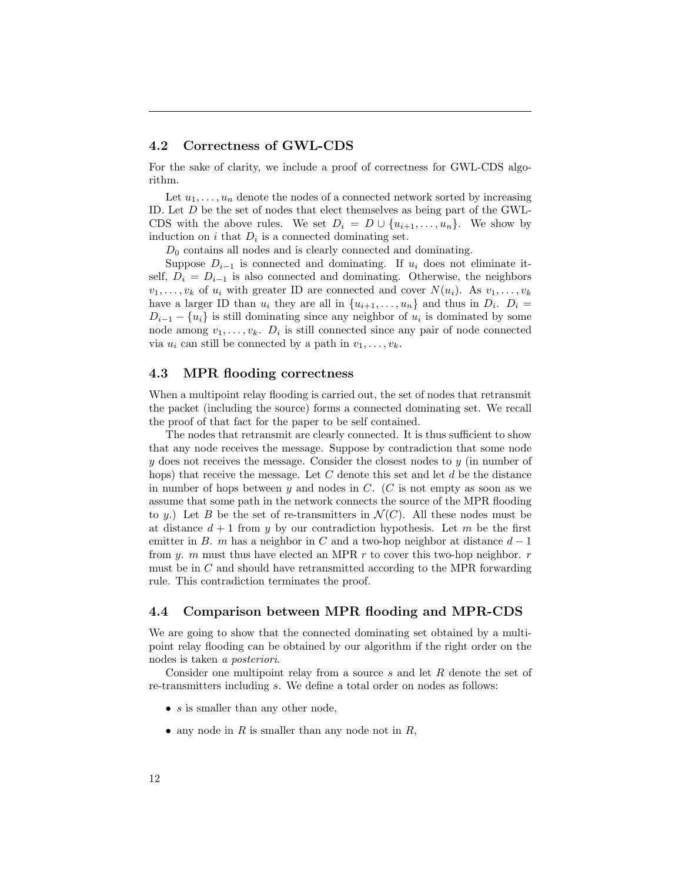## 4.2 Correctness of GWL-CDS

For the sake of clarity, we include a proof of correctness for GWL-CDS algorithm.

Let $u_1, \ldots, u_n$ denote the nodes of a connected network sorted by increasing ID. Let $D$ be the set of nodes that elect themselves as being part of the GWL-CDS with the above rules. We set $D_i = D \cup \{u_{i+1}, \ldots, u_n\}$. We show by induction on $i$ that $D_i$ is a connected dominating set.

$D_0$ contains all nodes and is clearly connected and dominating.

Suppose $D_{i-1}$ is connected and dominating. If $u_i$ does not eliminate itself, $D_i = D_{i-1}$ is also connected and dominating. Otherwise, the neighbors $v_1, \ldots, v_k$ of $u_i$ with greater ID are connected and cover $N(u_i)$. As $v_1, \ldots, v_k$ have a larger ID than $u_i$ they are all in $\{u_{i+1}, \ldots, u_n\}$ and thus in $D_i$. $D_i = D_{i-1} - \{u_i\}$ is still dominating since any neighbor of $u_i$ is dominated by some node among $v_1, \ldots, v_k$. $D_i$ is still connected since any pair of node connected via $u_i$ can still be connected by a path in $v_1, \ldots, v_k$.

## 4.3 MPR flooding correctness

When a multipoint relay flooding is carried out, the set of nodes that retransmit the packet (including the source) forms a connected dominating set. We recall the proof of that fact for the paper to be self contained.

The nodes that retransmit are clearly connected. It is thus sufficient to show that any node receives the message. Suppose by contradiction that some node $y$ does not receives the message. Consider the closest nodes to $y$ (in number of hops) that receive the message. Let $C$ denote this set and let $d$ be the distance in number of hops between $y$ and nodes in $C$. ($C$ is not empty as soon as we assume that some path in the network connects the source of the MPR flooding to $y$.) Let $B$ be the set of re-transmitters in $\mathcal{N}(C)$. All these nodes must be at distance $d+1$ from $y$ by our contradiction hypothesis. Let $m$ be the first emitter in $B$. $m$ has a neighbor in $C$ and a two-hop neighbor at distance $d-1$ from $y$. $m$ must thus have elected an MPR $r$ to cover this two-hop neighbor. $r$ must be in $C$ and should have retransmitted according to the MPR forwarding rule. This contradiction terminates the proof.

## 4.4 Comparison between MPR flooding and MPR-CDS

We are going to show that the connected dominating set obtained by a multipoint relay flooding can be obtained by our algorithm if the right order on the nodes is taken *a posteriori*.

Consider one multipoint relay from a source $s$ and let $R$ denote the set of re-transmitters including $s$. We define a total order on nodes as follows:

- $s$ is smaller than any other node,
- any node in $R$ is smaller than any node not in $R$,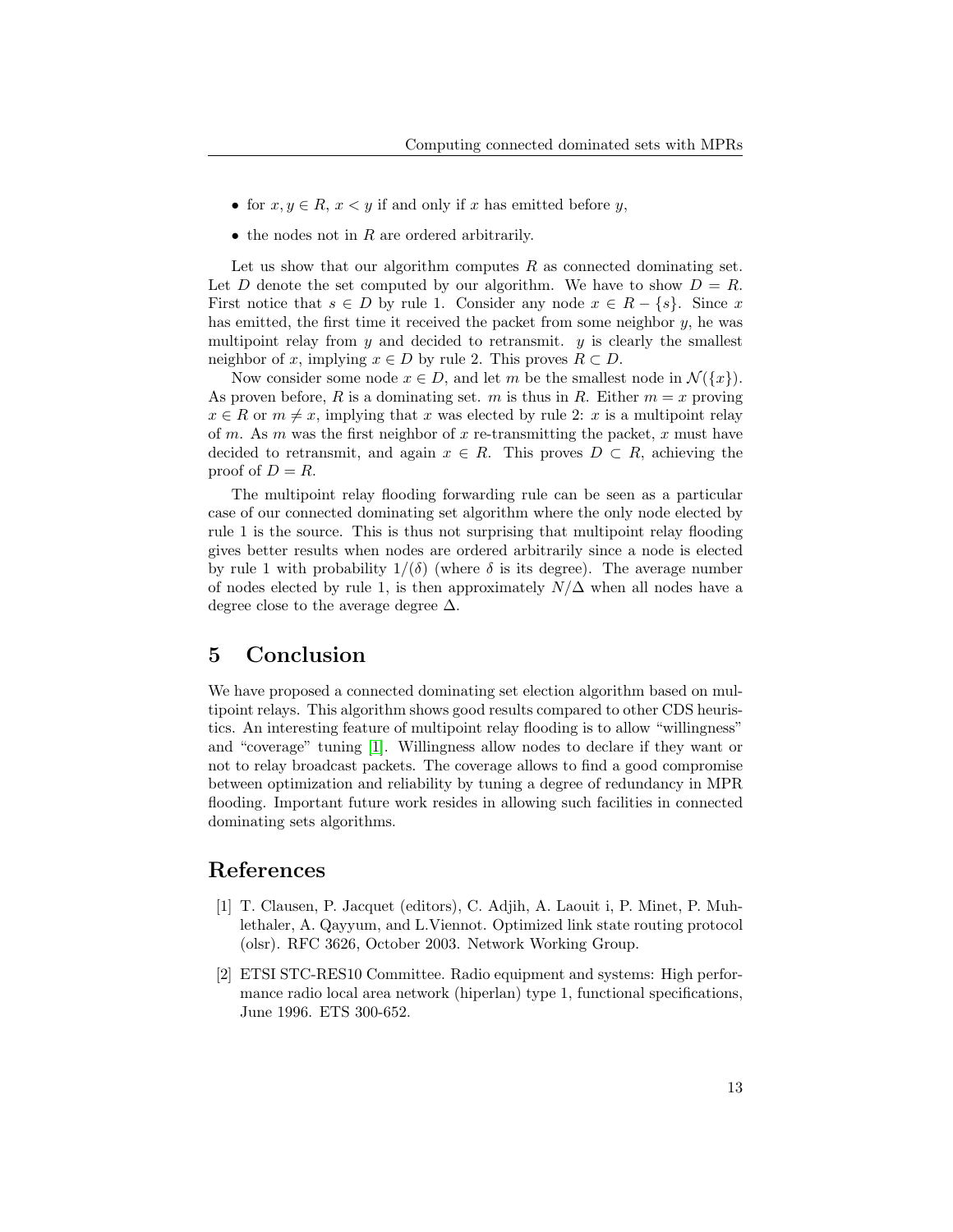- for $x, y \in R$, $x < y$ if and only if $x$ has emitted before $y$,
- the nodes not in $R$ are ordered arbitrarily.

Let us show that our algorithm computes $R$ as connected dominating set. Let $D$ denote the set computed by our algorithm. We have to show $D = R$. First notice that $s \in D$ by rule 1. Consider any node $x \in R - \{s\}$. Since $x$ has emitted, the first time it received the packet from some neighbor $y$, he was multipoint relay from $y$ and decided to retransmit. $y$ is clearly the smallest neighbor of $x$, implying $x \in D$ by rule 2. This proves $R \subset D$.

Now consider some node $x \in D$, and let $m$ be the smallest node in $\mathcal{N}(\{x\})$. As proven before, $R$ is a dominating set. $m$ is thus in $R$. Either $m = x$ proving $x \in R$ or $m \neq x$, implying that $x$ was elected by rule 2: $x$ is a multipoint relay of $m$. As $m$ was the first neighbor of $x$ re-transmitting the packet, $x$ must have decided to retransmit, and again $x \in R$. This proves $D \subset R$, achieving the proof of $D = R$.

The multipoint relay flooding forwarding rule can be seen as a particular case of our connected dominating set algorithm where the only node elected by rule 1 is the source. This is thus not surprising that multipoint relay flooding gives better results when nodes are ordered arbitrarily since a node is elected by rule 1 with probability $1/(\delta)$ (where $\delta$ is its degree). The average number of nodes elected by rule 1, is then approximately $N/\Delta$ when all nodes have a degree close to the average degree $\Delta$.

## 5 Conclusion

We have proposed a connected dominating set election algorithm based on multipoint relays. This algorithm shows good results compared to other CDS heuristics. An interesting feature of multipoint relay flooding is to allow "willingness" and "coverage" tuning [1]. Willingness allow nodes to declare if they want or not to relay broadcast packets. The coverage allows to find a good compromise between optimization and reliability by tuning a degree of redundancy in MPR flooding. Important future work resides in allowing such facilities in connected dominating sets algorithms.

## References

[1] T. Clausen, P. Jacquet (editors), C. Adjih, A. Laouit i, P. Minet, P. Muhlethaler, A. Qayyum, and L.Viennot. Optimized link state routing protocol (olsr). RFC 3626, October 2003. Network Working Group.

[2] ETSI STC-RES10 Committee. Radio equipment and systems: High performance radio local area network (hiperlan) type 1, functional specifications, June 1996. ETS 300-652.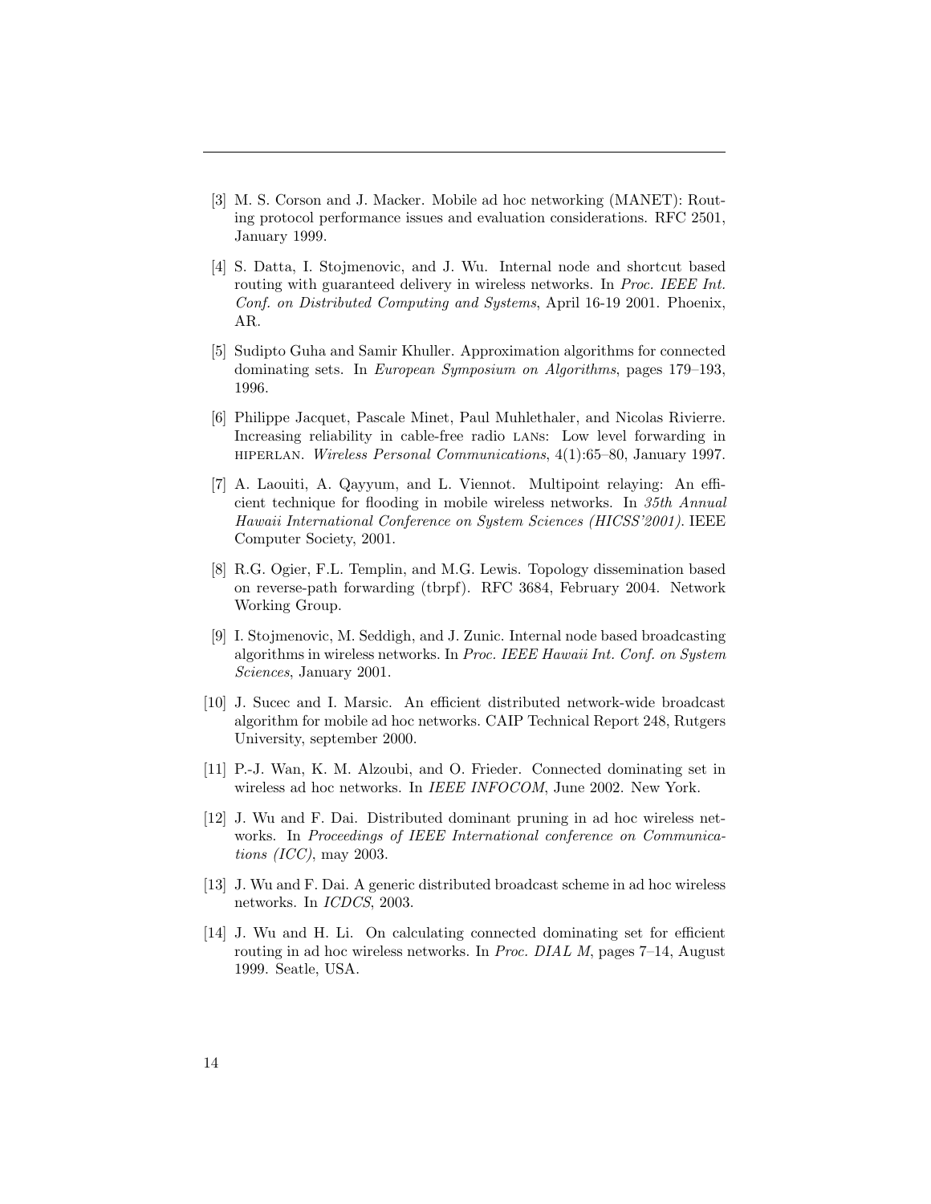[3] M. S. Corson and J. Macker. Mobile ad hoc networking (MANET): Routing protocol performance issues and evaluation considerations. RFC 2501, January 1999.

[4] S. Datta, I. Stojmenovic, and J. Wu. Internal node and shortcut based routing with guaranteed delivery in wireless networks. In *Proc. IEEE Int. Conf. on Distributed Computing and Systems*, April 16-19 2001. Phoenix, AR.

[5] Sudipto Guha and Samir Khuller. Approximation algorithms for connected dominating sets. In *European Symposium on Algorithms*, pages 179–193, 1996.

[6] Philippe Jacquet, Pascale Minet, Paul Muhlethaler, and Nicolas Rivierre. Increasing reliability in cable-free radio LANs: Low level forwarding in HIPERLAN. *Wireless Personal Communications*, 4(1):65–80, January 1997.

[7] A. Laouiti, A. Qayyum, and L. Viennot. Multipoint relaying: An efficient technique for flooding in mobile wireless networks. In *35th Annual Hawaii International Conference on System Sciences (HICSS'2001)*. IEEE Computer Society, 2001.

[8] R.G. Ogier, F.L. Templin, and M.G. Lewis. Topology dissemination based on reverse-path forwarding (tbrpf). RFC 3684, February 2004. Network Working Group.

[9] I. Stojmenovic, M. Seddigh, and J. Zunic. Internal node based broadcasting algorithms in wireless networks. In *Proc. IEEE Hawaii Int. Conf. on System Sciences*, January 2001.

[10] J. Sucec and I. Marsic. An efficient distributed network-wide broadcast algorithm for mobile ad hoc networks. CAIP Technical Report 248, Rutgers University, september 2000.

[11] P.-J. Wan, K. M. Alzoubi, and O. Frieder. Connected dominating set in wireless ad hoc networks. In *IEEE INFOCOM*, June 2002. New York.

[12] J. Wu and F. Dai. Distributed dominant pruning in ad hoc wireless networks. In *Proceedings of IEEE International conference on Communications (ICC)*, may 2003.

[13] J. Wu and F. Dai. A generic distributed broadcast scheme in ad hoc wireless networks. In *ICDCS*, 2003.

[14] J. Wu and H. Li. On calculating connected dominating set for efficient routing in ad hoc wireless networks. In *Proc. DIAL M*, pages 7–14, August 1999. Seatle, USA.